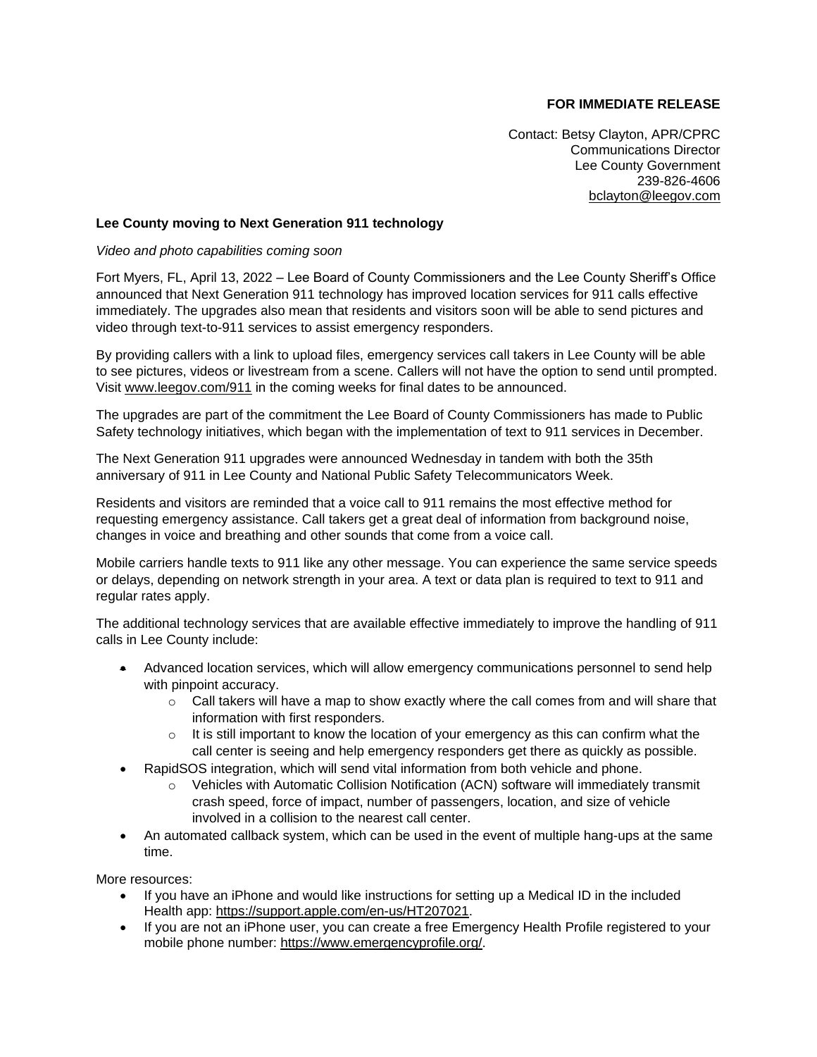**FOR IMMEDIATE RELEASE**

Contact: Betsy Clayton, APR/CPRC
Communications Director
Lee County Government
239-826-4606
bclayton@leegov.com

**Lee County moving to Next Generation 911 technology**

*Video and photo capabilities coming soon*

Fort Myers, FL, April 13, 2022 – Lee Board of County Commissioners and the Lee County Sheriff's Office announced that Next Generation 911 technology has improved location services for 911 calls effective immediately. The upgrades also mean that residents and visitors soon will be able to send pictures and video through text-to-911 services to assist emergency responders.

By providing callers with a link to upload files, emergency services call takers in Lee County will be able to see pictures, videos or livestream from a scene. Callers will not have the option to send until prompted. Visit www.leegov.com/911 in the coming weeks for final dates to be announced.

The upgrades are part of the commitment the Lee Board of County Commissioners has made to Public Safety technology initiatives, which began with the implementation of text to 911 services in December.

The Next Generation 911 upgrades were announced Wednesday in tandem with both the 35th anniversary of 911 in Lee County and National Public Safety Telecommunicators Week.

Residents and visitors are reminded that a voice call to 911 remains the most effective method for requesting emergency assistance. Call takers get a great deal of information from background noise, changes in voice and breathing and other sounds that come from a voice call.

Mobile carriers handle texts to 911 like any other message. You can experience the same service speeds or delays, depending on network strength in your area. A text or data plan is required to text to 911 and regular rates apply.

The additional technology services that are available effective immediately to improve the handling of 911 calls in Lee County include:

- Advanced location services, which will allow emergency communications personnel to send help with pinpoint accuracy.
  - Call takers will have a map to show exactly where the call comes from and will share that information with first responders.
  - It is still important to know the location of your emergency as this can confirm what the call center is seeing and help emergency responders get there as quickly as possible.
- RapidSOS integration, which will send vital information from both vehicle and phone.
  - Vehicles with Automatic Collision Notification (ACN) software will immediately transmit crash speed, force of impact, number of passengers, location, and size of vehicle involved in a collision to the nearest call center.
- An automated callback system, which can be used in the event of multiple hang-ups at the same time.

More resources:

- If you have an iPhone and would like instructions for setting up a Medical ID in the included Health app: https://support.apple.com/en-us/HT207021.
- If you are not an iPhone user, you can create a free Emergency Health Profile registered to your mobile phone number: https://www.emergencyprofile.org/.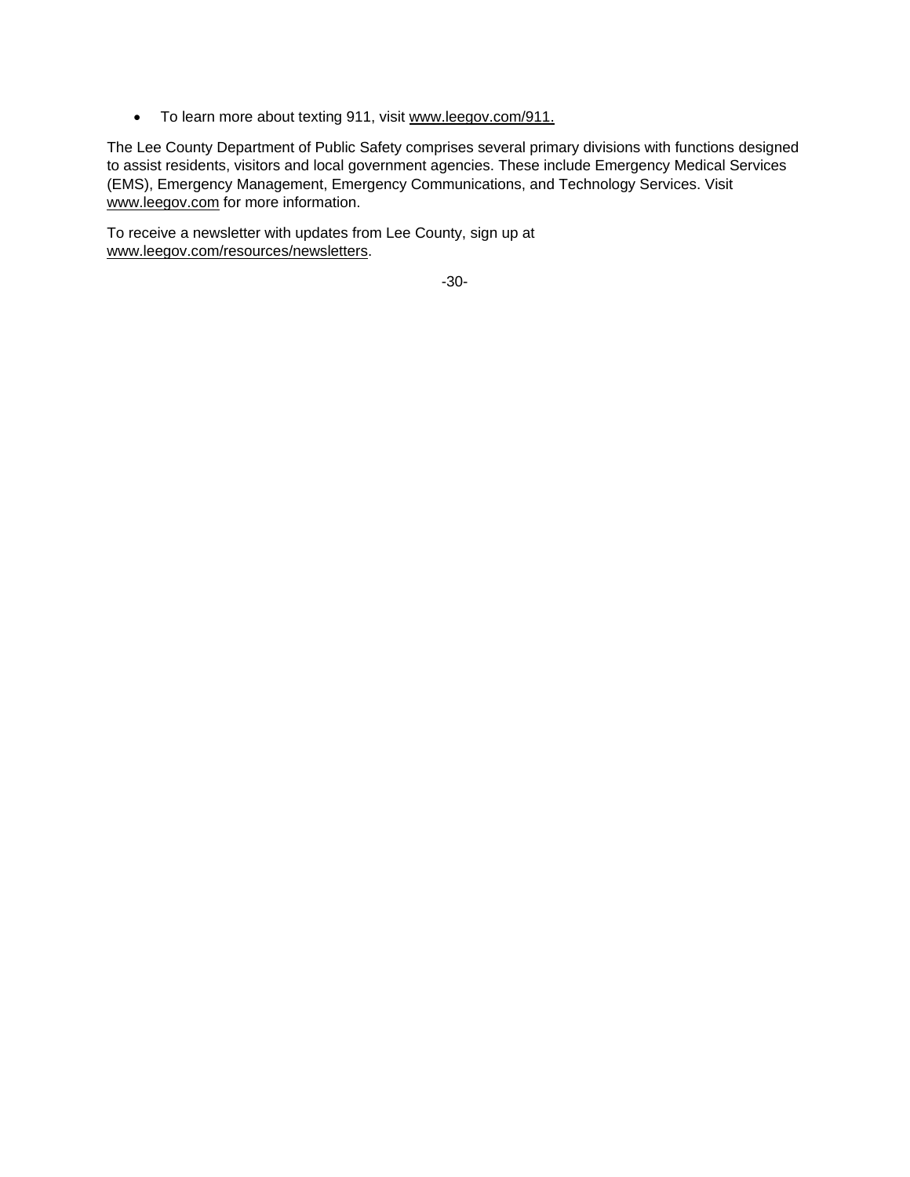- To learn more about texting 911, visit www.leegov.com/911.

The Lee County Department of Public Safety comprises several primary divisions with functions designed to assist residents, visitors and local government agencies. These include Emergency Medical Services (EMS), Emergency Management, Emergency Communications, and Technology Services. Visit www.leegov.com for more information.

To receive a newsletter with updates from Lee County, sign up at www.leegov.com/resources/newsletters.

-30-